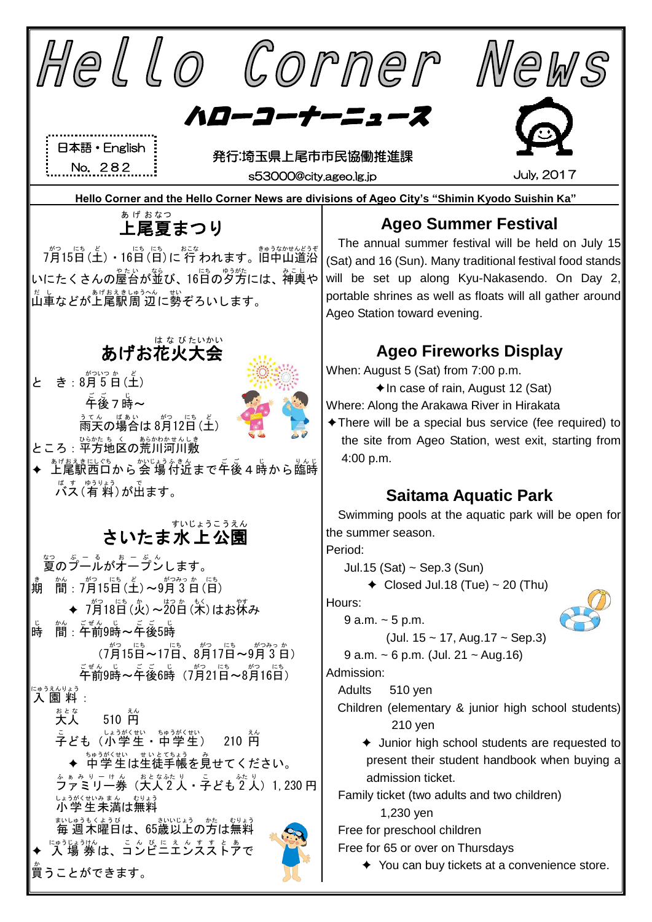# Hello Corner News

## ハローコーナーニュース

日本語・English
No. 282

発行:埼玉県上尾市市民協働推進課
s53000@city.ageo.lg.jp

July, 2017

**Hello Corner and the Hello Corner News are divisions of Ageo City's "Shimin Kyodo Suishin Ka"**

## 上尾夏まつり

7月15日（土）・16日（日）に行われます。旧中山道沿いにたくさんの屋台が並び、16日の夕方には、神輿や山車などが上尾駅周辺に勢ぞろいします。

## Ageo Summer Festival

The annual summer festival will be held on July 15 (Sat) and 16 (Sun). Many traditional festival food stands will be set up along Kyu-Nakasendo. On Day 2, portable shrines as well as floats will all gather around Ageo Station toward evening.

## あげお花火大会

とき：8月5日（土）
午後7時～
雨天の場合は8月12日（土）
ところ：平方地区の荒川河川敷
✦ 上尾駅西口から会場付近まで午後4時から臨時バス（有料）が出ます。

## Ageo Fireworks Display

When: August 5 (Sat) from 7:00 p.m.
✦In case of rain, August 12 (Sat)
Where: Along the Arakawa River in Hirakata
✦There will be a special bus service (fee required) to the site from Ageo Station, west exit, starting from 4:00 p.m.

## さいたま水上公園

夏のプールがオープンします。
期間：7月15日（土）～9月3日（日）
✦ 7月18日（火）～20日（木）はお休み
時間：午前9時～午後5時
（7月15日～17日、8月17日～9月3日）
午前9時～午後6時（7月21日～8月16日）
入園料：
大人　510円
子ども（小学生・中学生）　210円
✦ 中学生は生徒手帳を見せてください。
ファミリー券（大人2人・子ども2人）1,230円
小学生未満は無料
毎週木曜日は、65歳以上の方は無料
✦ 入場券は、コンビニエンスストアで買うことができます。

## Saitama Aquatic Park

Swimming pools at the aquatic park will be open for the summer season.

Period:
Jul.15 (Sat) ~ Sep.3 (Sun)
✦ Closed Jul.18 (Tue) ~ 20 (Thu)

Hours:
9 a.m. ~ 5 p.m.
(Jul. 15 ~ 17, Aug.17 ~ Sep.3)
9 a.m. ~ 6 p.m. (Jul. 21 ~ Aug.16)

Admission:
Adults　510 yen
Children (elementary & junior high school students) 210 yen
✦ Junior high school students are requested to present their student handbook when buying a admission ticket.
Family ticket (two adults and two children) 1,230 yen
Free for preschool children
Free for 65 or over on Thursdays
✦ You can buy tickets at a convenience store.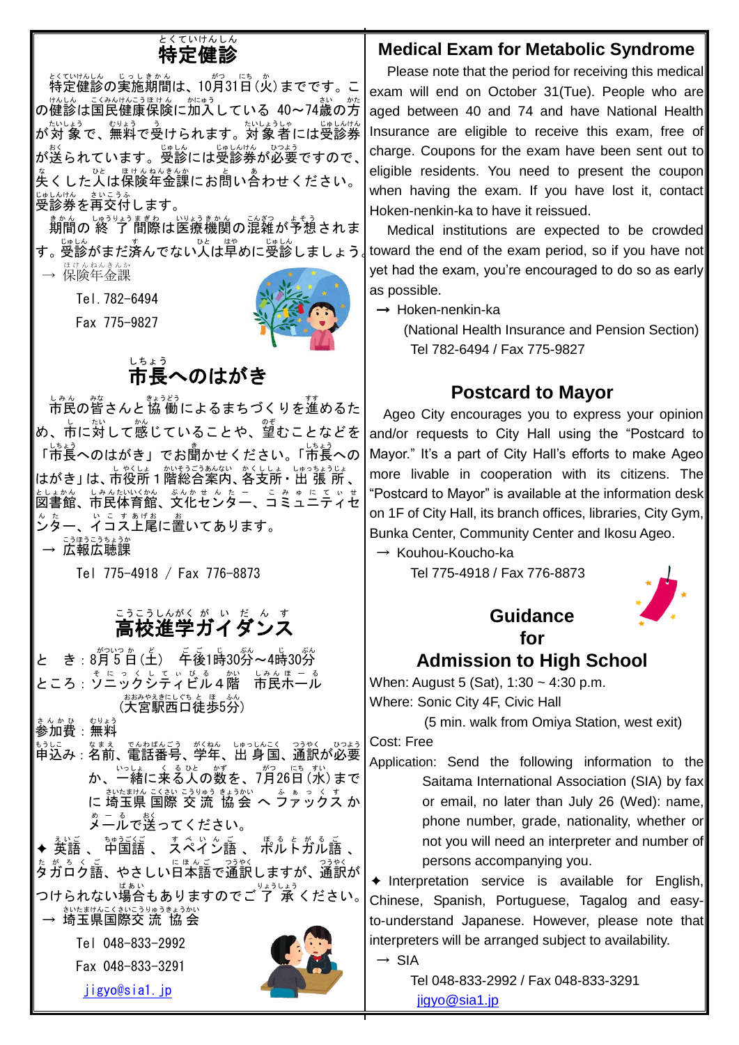# 特定健診

特定健診の実施期間は、10月31日（火）までです。この健診は国民健康保険に加入している 40～74歳の方が対象で、無料で受けられます。対象者には受診券が送られています。受診には受診券が必要ですので、失くした人は保険年金課にお問い合わせください。受診券を再交付します。

期間の終了間際は医療機関の混雑が予想されます。受診がまだ済んでない人は早めに受診しましょう。

→ 保険年金課
Tel. 782-6494
Fax 775-9827

# 市長へのはがき

市民の皆さんと協働によるまちづくりを進めるため、市に対して感じていることや、望むことなどを「市長へのはがき」でお聞かせください。「市長へのはがき」は、市役所1階総合案内、各支所・出張所、図書館、市民体育館、文化センター、コミュニティセンター、イコス上尾に置いてあります。

→ 広報広聴課
Tel 775-4918 / Fax 776-8873

# 高校進学ガイダンス

とき：8月5日（土） 午後1時30分～4時30分
ところ：ソニックシティビル4階 市民ホール
（大宮駅西口徒歩5分）
参加費：無料
申込み：名前、電話番号、学年、出身国、通訳が必要か、一緒に来る人の数を、7月26日（水）までに埼玉県国際交流協会へファックスかメールで送ってください。

✦ 英語、中国語、スペイン語、ポルトガル語、タガログ語、やさしい日本語で通訳しますが、通訳がつけられない場合もありますのでご了承ください。

→ 埼玉県国際交流協会
Tel 048-833-2992
Fax 048-833-3291
jigyo@sia1.jp

# Medical Exam for Metabolic Syndrome

Please note that the period for receiving this medical exam will end on October 31(Tue). People who are aged between 40 and 74 and have National Health Insurance are eligible to receive this exam, free of charge. Coupons for the exam have been sent out to eligible residents. You need to present the coupon when having the exam. If you have lost it, contact Hoken-nenkin-ka to have it reissued.

Medical institutions are expected to be crowded toward the end of the exam period, so if you have not yet had the exam, you're encouraged to do so as early as possible.

→ Hoken-nenkin-ka
(National Health Insurance and Pension Section)
Tel 782-6494 / Fax 775-9827

# Postcard to Mayor

Ageo City encourages you to express your opinion and/or requests to City Hall using the "Postcard to Mayor." It's a part of City Hall's efforts to make Ageo more livable in cooperation with its citizens. The "Postcard to Mayor" is available at the information desk on 1F of City Hall, its branch offices, libraries, City Gym, Bunka Center, Community Center and Ikosu Ageo.

→ Kouhou-Koucho-ka
Tel 775-4918 / Fax 776-8873

# Guidance for Admission to High School

When: August 5 (Sat), 1:30 ~ 4:30 p.m.
Where: Sonic City 4F, Civic Hall
(5 min. walk from Omiya Station, west exit)
Cost: Free
Application: Send the following information to the Saitama International Association (SIA) by fax or email, no later than July 26 (Wed): name, phone number, grade, nationality, whether or not you will need an interpreter and number of persons accompanying you.

✦ Interpretation service is available for English, Chinese, Spanish, Portuguese, Tagalog and easy-to-understand Japanese. However, please note that interpreters will be arranged subject to availability.

→ SIA
Tel 048-833-2992 / Fax 048-833-3291
jigyo@sia1.jp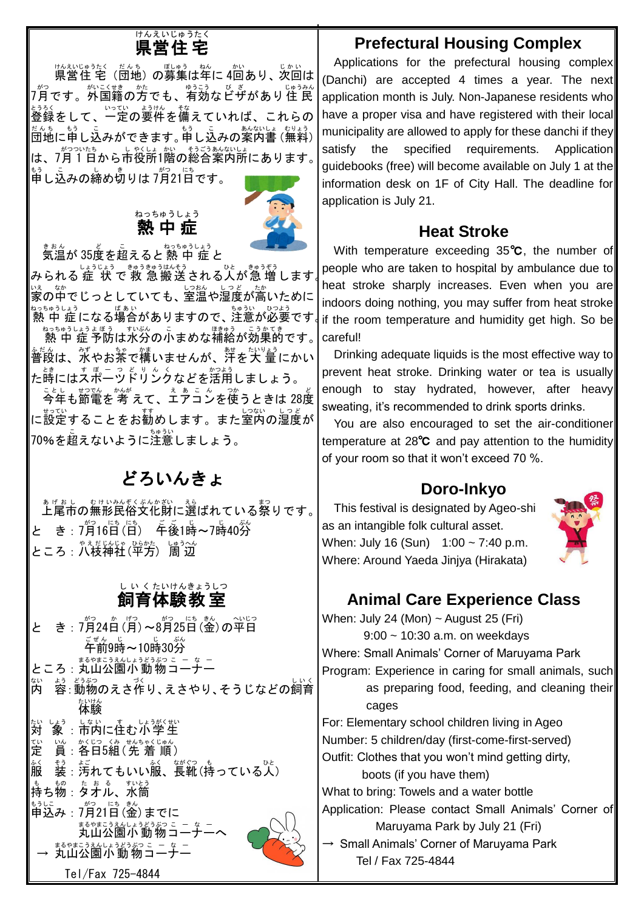## 県営住宅

県営住宅（団地）の募集は年に4回あり、次回は7月です。外国籍の方でも、有効なビザがあり住民登録をして、一定の要件を備えていれば、これらの団地に申し込みができます。申し込みの案内書（無料）は、7月1日から市役所1階の総合案内所にあります。申し込みの締め切りは7月21日です。

## 熱中症

気温が35度を超えると熱中症とみられる症状で救急搬送される人が急増します。家の中でじっとしていても、室温や湿度が高いために熱中症になる場合がありますので、注意が必要です。

熱中症予防は水分の小まめな補給が効果的です。普段は、水やお茶で構いませんが、汗を大量にかいた時にはスポーツドリンクなどを活用しましょう。

今年も節電を考えて、エアコンを使うときは28度に設定することをお勧めします。また室内の湿度が70%を超えないように注意しましょう。

## どろいんきょ

上尾市の無形民俗文化財に選ばれている祭りです。

と　き：7月16日（日）　午後1時～7時40分

ところ：八枝神社（平方）周辺

## 飼育体験教室

と　き：7月24日（月）～8月25日（金）の平日
　午前9時～10時30分

ところ：丸山公園小動物コーナー

内　容：動物のえさ作り、えさやり、そうじなどの飼育体験

対　象：市内に住む小学生

定　員：各日5組（先着順）

服　装：汚れてもいい服、長靴（持っている人）

持ち物：タオル、水筒

申込み：7月21日（金）までに丸山公園小動物コーナーへ

→ 丸山公園小動物コーナー

Tel/Fax 725-4844

## Prefectural Housing Complex

Applications for the prefectural housing complex (Danchi) are accepted 4 times a year. The next application month is July. Non-Japanese residents who have a proper visa and have registered with their local municipality are allowed to apply for these danchi if they satisfy the specified requirements. Application guidebooks (free) will become available on July 1 at the information desk on 1F of City Hall. The deadline for application is July 21.

## Heat Stroke

With temperature exceeding 35℃, the number of people who are taken to hospital by ambulance due to heat stroke sharply increases. Even when you are indoors doing nothing, you may suffer from heat stroke if the room temperature and humidity get high. So be careful!

Drinking adequate liquids is the most effective way to prevent heat stroke. Drinking water or tea is usually enough to stay hydrated, however, after heavy sweating, it's recommended to drink sports drinks.

You are also encouraged to set the air-conditioner temperature at 28℃ and pay attention to the humidity of your room so that it won't exceed 70 %.

## Doro-Inkyo

This festival is designated by Ageo-shi as an intangible folk cultural asset.

When: July 16 (Sun)　1:00 ~ 7:40 p.m.

Where: Around Yaeda Jinjya (Hirakata)

## Animal Care Experience Class

When: July 24 (Mon) ~ August 25 (Fri)
　9:00 ~ 10:30 a.m. on weekdays

Where: Small Animals' Corner of Maruyama Park

Program: Experience in caring for small animals, such as preparing food, feeding, and cleaning their cages

For: Elementary school children living in Ageo

Number: 5 children/day (first-come-first-served)

Outfit: Clothes that you won't mind getting dirty, boots (if you have them)

What to bring: Towels and a water bottle

Application: Please contact Small Animals' Corner of Maruyama Park by July 21 (Fri)

→ Small Animals' Corner of Maruyama Park

Tel / Fax 725-4844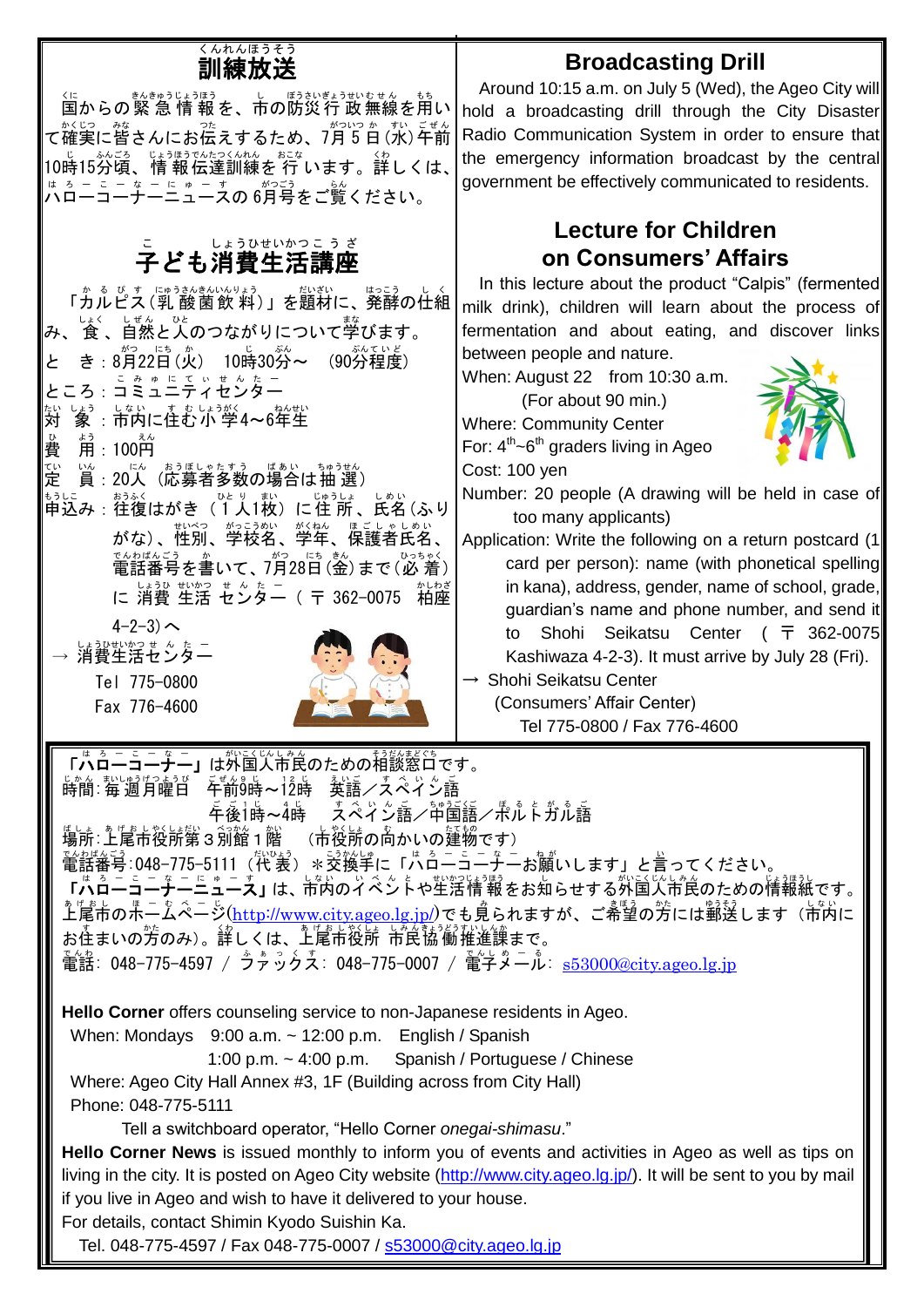## 訓練放送

国からの緊急情報を、市の防災行政無線を用いて確実に皆さんにお伝えするため、7月5日(水)午前10時15分頃、情報伝達訓練を行います。詳しくは、ハローコーナーニュースの6月号をご覧ください。

## 子ども消費生活講座

「カルピス(乳酸菌飲料)」を題材に、発酵の仕組み、食、自然と人のつながりについて学びます。

と　き：8月22日(火)　10時30分～　(90分程度)
ところ：コミュニティセンター
対　象：市内に住む小学4～6年生
費　用：100円
定　員：20人（応募者多数の場合は抽選）
申込み：往復はがき（1人1枚）に住所、氏名(ふりがな)、性別、学校名、学年、保護者氏名、電話番号を書いて、7月28日(金)まで(必着)に消費生活センター（〒362-0075 柏座4-2-3)へ

→ 消費生活センター
Tel 775-0800
Fax 776-4600

## Broadcasting Drill

Around 10:15 a.m. on July 5 (Wed), the Ageo City will hold a broadcasting drill through the City Disaster Radio Communication System in order to ensure that the emergency information broadcast by the central government be effectively communicated to residents.

## Lecture for Children on Consumers' Affairs

In this lecture about the product "Calpis" (fermented milk drink), children will learn about the process of fermentation and about eating, and discover links between people and nature.

When: August 22 from 10:30 a.m. (For about 90 min.)
Where: Community Center
For: 4th~6th graders living in Ageo
Cost: 100 yen
Number: 20 people (A drawing will be held in case of too many applicants)
Application: Write the following on a return postcard (1 card per person): name (with phonetical spelling in kana), address, gender, name of school, grade, guardian's name and phone number, and send it to Shohi Seikatsu Center (〒 362-0075 Kashiwaza 4-2-3). It must arrive by July 28 (Fri).

→ Shohi Seikatsu Center (Consumers' Affair Center)
Tel 775-0800 / Fax 776-4600

---

**「ハローコーナー」**は外国人市民のための相談窓口です。
時間：毎週月曜日　午前9時～12時　英語／スペイン語
　　　　　　　　　午後1時～4時　スペイン語／中国語／ポルトガル語
場所：上尾市役所第３別館１階　(市役所の向かいの建物です)
電話番号：048-775-5111（代表）＊交換手に「ハローコーナーお願いします」と言ってください。
**「ハローコーナーニュース」**は、市内のイベントや生活情報をお知らせする外国人市民のための情報紙です。上尾市のホームページ(http://www.city.ageo.lg.jp/)でも見られますが、ご希望の方には郵送します（市内にお住まいの方のみ）。詳しくは、上尾市役所 市民協働推進課まで。
電話：048-775-4597 / ファックス：048-775-0007 / 電子メール：s53000@city.ageo.lg.jp

**Hello Corner** offers counseling service to non-Japanese residents in Ageo.
When: Mondays　9:00 a.m. ~ 12:00 p.m.　English / Spanish
　　　　　　　　1:00 p.m. ~ 4:00 p.m.　Spanish / Portuguese / Chinese
Where: Ageo City Hall Annex #3, 1F (Building across from City Hall)
Phone: 048-775-5111
Tell a switchboard operator, "Hello Corner *onegai-shimasu*."
**Hello Corner News** is issued monthly to inform you of events and activities in Ageo as well as tips on living in the city. It is posted on Ageo City website (http://www.city.ageo.lg.jp/). It will be sent to you by mail if you live in Ageo and wish to have it delivered to your house.
For details, contact Shimin Kyodo Suishin Ka.
Tel. 048-775-4597 / Fax 048-775-0007 / s53000@city.ageo.lg.jp